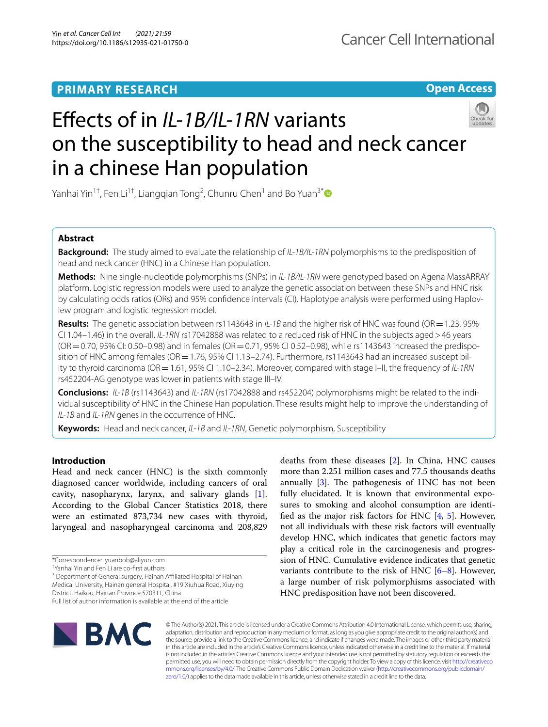PRIMARY RESEARCH

Open Access

# Effects of in *IL-1B/IL-1RN* variants on the susceptibility to head and neck cancer in a chinese Han population

Yanhai Yin[1†], Fen Li[1†], Liangqian Tong[2], Chunru Chen[1] and Bo Yuan[3*]

## Abstract

**Background:** The study aimed to evaluate the relationship of *IL-1B/IL-1RN* polymorphisms to the predisposition of head and neck cancer (HNC) in a Chinese Han population.

**Methods:** Nine single-nucleotide polymorphisms (SNPs) in *IL-1B/IL-1RN* were genotyped based on Agena MassARRAY platform. Logistic regression models were used to analyze the genetic association between these SNPs and HNC risk by calculating odds ratios (ORs) and 95% confidence intervals (CI). Haplotype analysis were performed using Haploview program and logistic regression model.

**Results:** The genetic association between rs1143643 in *IL-1B* and the higher risk of HNC was found (OR = 1.23, 95% CI 1.04–1.46) in the overall. *IL-1RN* rs17042888 was related to a reduced risk of HNC in the subjects aged > 46 years (OR = 0.70, 95% CI: 0.50–0.98) and in females (OR = 0.71, 95% CI 0.52–0.98), while rs1143643 increased the predisposition of HNC among females (OR = 1.76, 95% CI 1.13–2.74). Furthermore, rs1143643 had an increased susceptibility to thyroid carcinoma (OR = 1.61, 95% CI 1.10–2.34). Moreover, compared with stage I–II, the frequency of *IL-1RN* rs452204-AG genotype was lower in patients with stage III–IV.

**Conclusions:** *IL-1B* (rs1143643) and *IL-1RN* (rs17042888 and rs452204) polymorphisms might be related to the individual susceptibility of HNC in the Chinese Han population. These results might help to improve the understanding of *IL-1B* and *IL-1RN* genes in the occurrence of HNC.

**Keywords:** Head and neck cancer, *IL-1B* and *IL-1RN*, Genetic polymorphism, Susceptibility

## Introduction

Head and neck cancer (HNC) is the sixth commonly diagnosed cancer worldwide, including cancers of oral cavity, nasopharynx, larynx, and salivary glands [1]. According to the Global Cancer Statistics 2018, there were an estimated 873,734 new cases with thyroid, laryngeal and nasopharyngeal carcinoma and 208,829 deaths from these diseases [2]. In China, HNC causes more than 2.251 million cases and 77.5 thousands deaths annually [3]. The pathogenesis of HNC has not been fully elucidated. It is known that environmental exposures to smoking and alcohol consumption are identified as the major risk factors for HNC [4, 5]. However, not all individuals with these risk factors will eventually develop HNC, which indicates that genetic factors may play a critical role in the carcinogenesis and progression of HNC. Cumulative evidence indicates that genetic variants contribute to the risk of HNC [6–8]. However, a large number of risk polymorphisms associated with HNC predisposition have not been discovered.

*Correspondence: yuanbob@aliyun.com

†Yanhai Yin and Fen Li are co-first authors

[3] Department of General surgery, Hainan Affiliated Hospital of Hainan Medical University, Hainan general Hospital, #19 Xiuhua Road, Xiuying District, Haikou, Hainan Province 570311, China

Full list of author information is available at the end of the article

© The Author(s) 2021. This article is licensed under a Creative Commons Attribution 4.0 International License, which permits use, sharing, adaptation, distribution and reproduction in any medium or format, as long as you give appropriate credit to the original author(s) and the source, provide a link to the Creative Commons licence, and indicate if changes were made. The images or other third party material in this article are included in the article's Creative Commons licence, unless indicated otherwise in a credit line to the material. If material is not included in the article's Creative Commons licence and your intended use is not permitted by statutory regulation or exceeds the permitted use, you will need to obtain permission directly from the copyright holder. To view a copy of this licence, visit http://creativecommons.org/licenses/by/4.0/. The Creative Commons Public Domain Dedication waiver (http://creativecommons.org/publicdomain/zero/1.0/) applies to the data made available in this article, unless otherwise stated in a credit line to the data.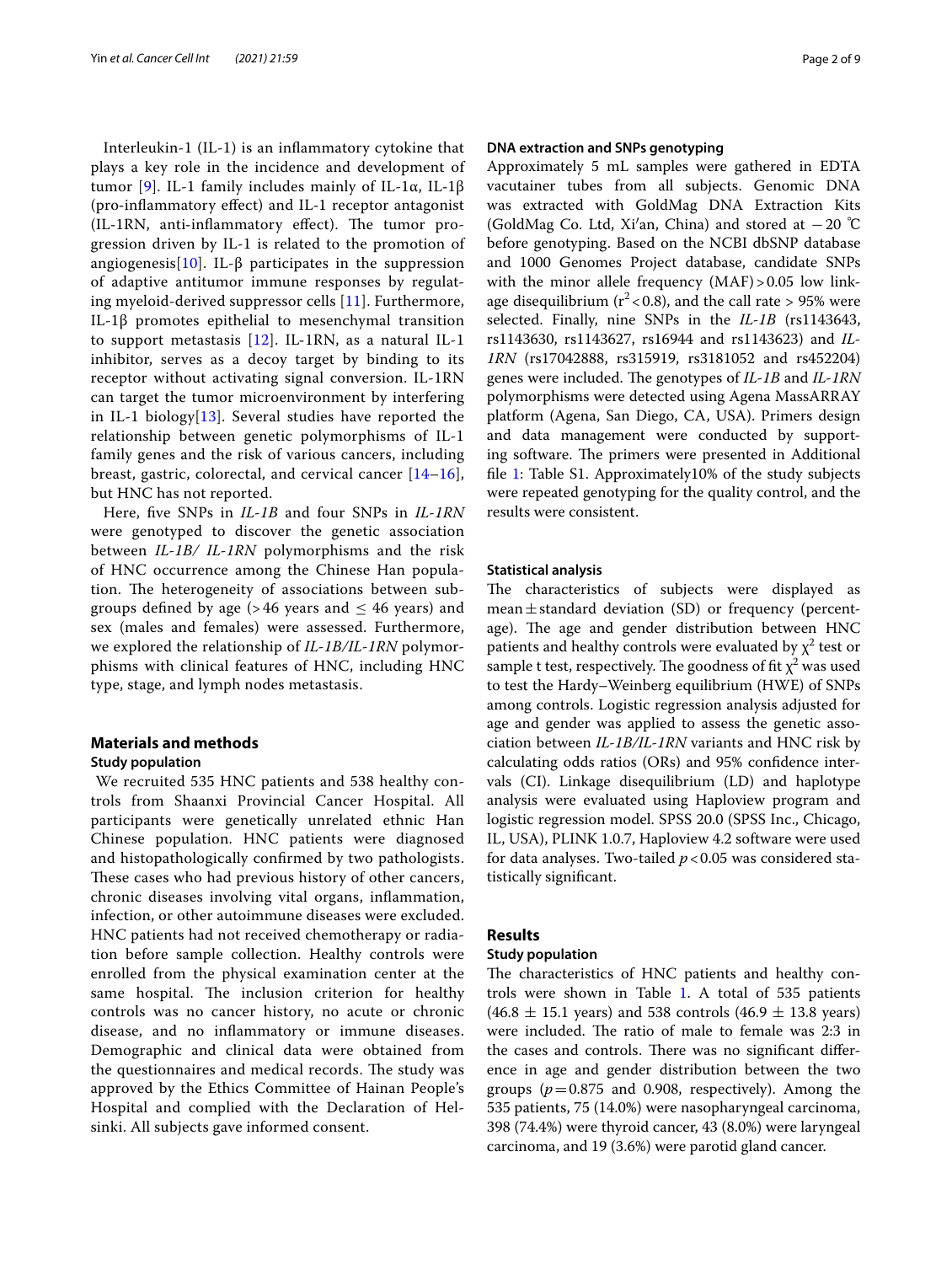Interleukin-1 (IL-1) is an inflammatory cytokine that plays a key role in the incidence and development of tumor [9]. IL-1 family includes mainly of IL-1α, IL-1β (pro-inflammatory effect) and IL-1 receptor antagonist (IL-1RN, anti-inflammatory effect). The tumor progression driven by IL-1 is related to the promotion of angiogenesis[10]. IL-β participates in the suppression of adaptive antitumor immune responses by regulating myeloid-derived suppressor cells [11]. Furthermore, IL-1β promotes epithelial to mesenchymal transition to support metastasis [12]. IL-1RN, as a natural IL-1 inhibitor, serves as a decoy target by binding to its receptor without activating signal conversion. IL-1RN can target the tumor microenvironment by interfering in IL-1 biology[13]. Several studies have reported the relationship between genetic polymorphisms of IL-1 family genes and the risk of various cancers, including breast, gastric, colorectal, and cervical cancer [14–16], but HNC has not reported.

Here, five SNPs in *IL-1B* and four SNPs in *IL-1RN* were genotyped to discover the genetic association between *IL-1B/ IL-1RN* polymorphisms and the risk of HNC occurrence among the Chinese Han population. The heterogeneity of associations between subgroups defined by age (> 46 years and ≤ 46 years) and sex (males and females) were assessed. Furthermore, we explored the relationship of *IL-1B/IL-1RN* polymorphisms with clinical features of HNC, including HNC type, stage, and lymph nodes metastasis.

## Materials and methods

### Study population

We recruited 535 HNC patients and 538 healthy controls from Shaanxi Provincial Cancer Hospital. All participants were genetically unrelated ethnic Han Chinese population. HNC patients were diagnosed and histopathologically confirmed by two pathologists. These cases who had previous history of other cancers, chronic diseases involving vital organs, inflammation, infection, or other autoimmune diseases were excluded. HNC patients had not received chemotherapy or radiation before sample collection. Healthy controls were enrolled from the physical examination center at the same hospital. The inclusion criterion for healthy controls was no cancer history, no acute or chronic disease, and no inflammatory or immune diseases. Demographic and clinical data were obtained from the questionnaires and medical records. The study was approved by the Ethics Committee of Hainan People's Hospital and complied with the Declaration of Helsinki. All subjects gave informed consent.

### DNA extraction and SNPs genotyping

Approximately 5 mL samples were gathered in EDTA vacutainer tubes from all subjects. Genomic DNA was extracted with GoldMag DNA Extraction Kits (GoldMag Co. Ltd, Xi'an, China) and stored at − 20 ℃ before genotyping. Based on the NCBI dbSNP database and 1000 Genomes Project database, candidate SNPs with the minor allele frequency (MAF) > 0.05 low linkage disequilibrium ($r^2$ < 0.8), and the call rate > 95% were selected. Finally, nine SNPs in the *IL-1B* (rs1143643, rs1143630, rs1143627, rs16944 and rs1143623) and *IL-1RN* (rs17042888, rs315919, rs3181052 and rs452204) genes were included. The genotypes of *IL-1B* and *IL-1RN* polymorphisms were detected using Agena MassARRAY platform (Agena, San Diego, CA, USA). Primers design and data management were conducted by supporting software. The primers were presented in Additional file 1: Table S1. Approximately10% of the study subjects were repeated genotyping for the quality control, and the results were consistent.

### Statistical analysis

The characteristics of subjects were displayed as mean ± standard deviation (SD) or frequency (percentage). The age and gender distribution between HNC patients and healthy controls were evaluated by $\chi^2$ test or sample t test, respectively. The goodness of fit $\chi^2$ was used to test the Hardy–Weinberg equilibrium (HWE) of SNPs among controls. Logistic regression analysis adjusted for age and gender was applied to assess the genetic association between *IL-1B/IL-1RN* variants and HNC risk by calculating odds ratios (ORs) and 95% confidence intervals (CI). Linkage disequilibrium (LD) and haplotype analysis were evaluated using Haploview program and logistic regression model. SPSS 20.0 (SPSS Inc., Chicago, IL, USA), PLINK 1.0.7, Haploview 4.2 software were used for data analyses. Two-tailed $p < 0.05$ was considered statistically significant.

## Results

### Study population

The characteristics of HNC patients and healthy controls were shown in Table 1. A total of 535 patients (46.8 ± 15.1 years) and 538 controls (46.9 ± 13.8 years) were included. The ratio of male to female was 2:3 in the cases and controls. There was no significant difference in age and gender distribution between the two groups ($p = 0.875$ and 0.908, respectively). Among the 535 patients, 75 (14.0%) were nasopharyngeal carcinoma, 398 (74.4%) were thyroid cancer, 43 (8.0%) were laryngeal carcinoma, and 19 (3.6%) were parotid gland cancer.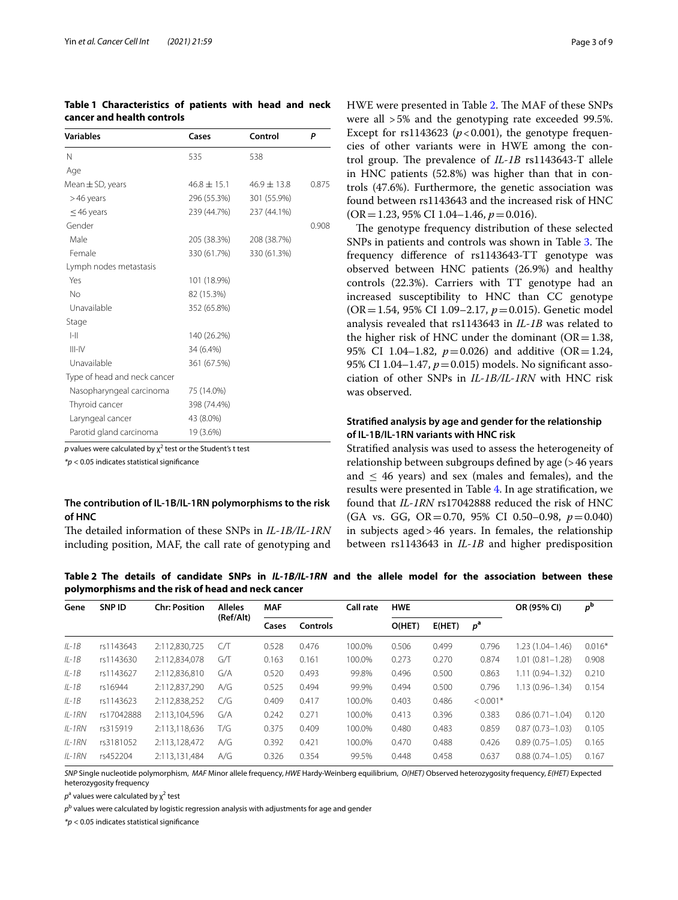**Table 1 Characteristics of patients with head and neck cancer and health controls**

| Variables | Cases | Control | P |
|---|---|---|---|
| N | 535 | 538 | |
| Age | | | |
| Mean ± SD, years | 46.8 ± 15.1 | 46.9 ± 13.8 | 0.875 |
| > 46 years | 296 (55.3%) | 301 (55.9%) | |
| ≤ 46 years | 239 (44.7%) | 237 (44.1%) | |
| Gender | | | 0.908 |
| Male | 205 (38.3%) | 208 (38.7%) | |
| Female | 330 (61.7%) | 330 (61.3%) | |
| Lymph nodes metastasis | | | |
| Yes | 101 (18.9%) | | |
| No | 82 (15.3%) | | |
| Unavailable | 352 (65.8%) | | |
| Stage | | | |
| I-II | 140 (26.2%) | | |
| III-IV | 34 (6.4%) | | |
| Unavailable | 361 (67.5%) | | |
| Type of head and neck cancer | | | |
| Nasopharyngeal carcinoma | 75 (14.0%) | | |
| Thyroid cancer | 398 (74.4%) | | |
| Laryngeal cancer | 43 (8.0%) | | |
| Parotid gland carcinoma | 19 (3.6%) | | |

*p* values were calculated by $\chi^2$ test or the Student's t test

*$p < 0.05$ indicates statistical significance

### The contribution of IL-1B/IL-1RN polymorphisms to the risk of HNC

The detailed information of these SNPs in *IL-1B/IL-1RN* including position, MAF, the call rate of genotyping and HWE were presented in Table 2. The MAF of these SNPs were all > 5% and the genotyping rate exceeded 99.5%. Except for rs1143623 ($p < 0.001$), the genotype frequencies of other variants were in HWE among the control group. The prevalence of *IL-1B* rs1143643-T allele in HNC patients (52.8%) was higher than that in controls (47.6%). Furthermore, the genetic association was found between rs1143643 and the increased risk of HNC (OR = 1.23, 95% CI 1.04–1.46, $p = 0.016$).

The genotype frequency distribution of these selected SNPs in patients and controls was shown in Table 3. The frequency difference of rs1143643-TT genotype was observed between HNC patients (26.9%) and healthy controls (22.3%). Carriers with TT genotype had an increased susceptibility to HNC than CC genotype (OR = 1.54, 95% CI 1.09–2.17, $p = 0.015$). Genetic model analysis revealed that rs1143643 in *IL-1B* was related to the higher risk of HNC under the dominant (OR = 1.38, 95% CI 1.04–1.82, $p = 0.026$) and additive (OR = 1.24, 95% CI 1.04–1.47, $p = 0.015$) models. No significant association of other SNPs in *IL-1B/IL-1RN* with HNC risk was observed.

### Stratified analysis by age and gender for the relationship of IL-1B/IL-1RN variants with HNC risk

Stratified analysis was used to assess the heterogeneity of relationship between subgroups defined by age (> 46 years and ≤ 46 years) and sex (males and females), and the results were presented in Table 4. In age stratification, we found that *IL-1RN* rs17042888 reduced the risk of HNC (GA vs. GG, OR = 0.70, 95% CI 0.50–0.98, $p = 0.040$) in subjects aged > 46 years. In females, the relationship between rs1143643 in *IL-1B* and higher predisposition

**Table 2 The details of candidate SNPs in *IL-1B/IL-1RN* and the allele model for the association between these polymorphisms and the risk of head and neck cancer**

| Gene | SNP ID | Chr: Position | Alleles (Ref/Alt) | MAF | | Call rate | HWE | | | OR (95% CI) | $p^b$ |
|---|---|---|---|---|---|---|---|---|---|---|---|
| | | | | Cases | Controls | | O(HET) | E(HET) | $p^a$ | | |
| *IL-1B* | rs1143643 | 2:112,830,725 | C/T | 0.528 | 0.476 | 100.0% | 0.506 | 0.499 | 0.796 | 1.23 (1.04–1.46) | 0.016* |
| *IL-1B* | rs1143630 | 2:112,834,078 | G/T | 0.163 | 0.161 | 100.0% | 0.273 | 0.270 | 0.874 | 1.01 (0.81–1.28) | 0.908 |
| *IL-1B* | rs1143627 | 2:112,836,810 | G/A | 0.520 | 0.493 | 99.8% | 0.496 | 0.500 | 0.863 | 1.11 (0.94–1.32) | 0.210 |
| *IL-1B* | rs16944 | 2:112,837,290 | A/G | 0.525 | 0.494 | 99.9% | 0.494 | 0.500 | 0.796 | 1.13 (0.96–1.34) | 0.154 |
| *IL-1B* | rs1143623 | 2:112,838,252 | C/G | 0.409 | 0.417 | 100.0% | 0.403 | 0.486 | < 0.001* | | |
| *IL-1RN* | rs17042888 | 2:113,104,596 | G/A | 0.242 | 0.271 | 100.0% | 0.413 | 0.396 | 0.383 | 0.86 (0.71–1.04) | 0.120 |
| *IL-1RN* | rs315919 | 2:113,118,636 | T/G | 0.375 | 0.409 | 100.0% | 0.480 | 0.483 | 0.859 | 0.87 (0.73–1.03) | 0.105 |
| *IL-1RN* | rs3181052 | 2:113,128,472 | A/G | 0.392 | 0.421 | 100.0% | 0.470 | 0.488 | 0.426 | 0.89 (0.75–1.05) | 0.165 |
| *IL-1RN* | rs452204 | 2:113,131,484 | A/G | 0.326 | 0.354 | 99.5% | 0.448 | 0.458 | 0.637 | 0.88 (0.74–1.05) | 0.167 |

*SNP* Single nucleotide polymorphism, *MAF* Minor allele frequency, *HWE* Hardy-Weinberg equilibrium, *O(HET)* Observed heterozygosity frequency, *E(HET)* Expected heterozygosity frequency

$p^a$ values were calculated by $\chi^2$ test

$p^b$ values were calculated by logistic regression analysis with adjustments for age and gender

*$p < 0.05$ indicates statistical significance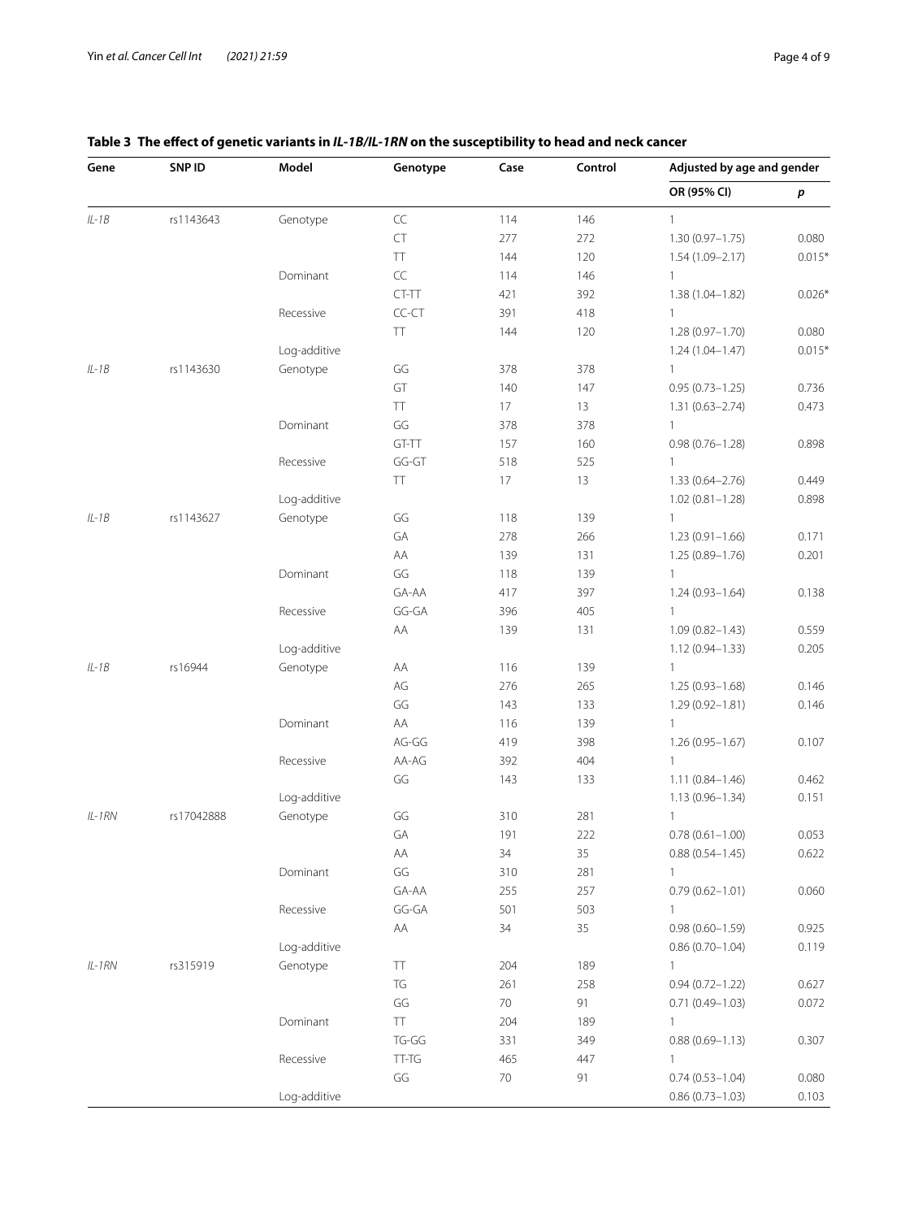**Table 3 The effect of genetic variants in *IL-1B/IL-1RN* on the susceptibility to head and neck cancer**

| Gene | SNP ID | Model | Genotype | Case | Control | Adjusted by age and gender | |
|---|---|---|---|---|---|---|---|
| | | | | | | OR (95% CI) | *p* |
| *IL-1B* | rs1143643 | Genotype | CC | 114 | 146 | 1 | |
| | | | CT | 277 | 272 | 1.30 (0.97–1.75) | 0.080 |
| | | | TT | 144 | 120 | 1.54 (1.09–2.17) | 0.015* |
| | | Dominant | CC | 114 | 146 | 1 | |
| | | | CT-TT | 421 | 392 | 1.38 (1.04–1.82) | 0.026* |
| | | Recessive | CC-CT | 391 | 418 | 1 | |
| | | | TT | 144 | 120 | 1.28 (0.97–1.70) | 0.080 |
| | | Log-additive | | | | 1.24 (1.04–1.47) | 0.015* |
| *IL-1B* | rs1143630 | Genotype | GG | 378 | 378 | 1 | |
| | | | GT | 140 | 147 | 0.95 (0.73–1.25) | 0.736 |
| | | | TT | 17 | 13 | 1.31 (0.63–2.74) | 0.473 |
| | | Dominant | GG | 378 | 378 | 1 | |
| | | | GT-TT | 157 | 160 | 0.98 (0.76–1.28) | 0.898 |
| | | Recessive | GG-GT | 518 | 525 | 1 | |
| | | | TT | 17 | 13 | 1.33 (0.64–2.76) | 0.449 |
| | | Log-additive | | | | 1.02 (0.81–1.28) | 0.898 |
| *IL-1B* | rs1143627 | Genotype | GG | 118 | 139 | 1 | |
| | | | GA | 278 | 266 | 1.23 (0.91–1.66) | 0.171 |
| | | | AA | 139 | 131 | 1.25 (0.89–1.76) | 0.201 |
| | | Dominant | GG | 118 | 139 | 1 | |
| | | | GA-AA | 417 | 397 | 1.24 (0.93–1.64) | 0.138 |
| | | Recessive | GG-GA | 396 | 405 | 1 | |
| | | | AA | 139 | 131 | 1.09 (0.82–1.43) | 0.559 |
| | | Log-additive | | | | 1.12 (0.94–1.33) | 0.205 |
| *IL-1B* | rs16944 | Genotype | AA | 116 | 139 | 1 | |
| | | | AG | 276 | 265 | 1.25 (0.93–1.68) | 0.146 |
| | | | GG | 143 | 133 | 1.29 (0.92–1.81) | 0.146 |
| | | Dominant | AA | 116 | 139 | 1 | |
| | | | AG-GG | 419 | 398 | 1.26 (0.95–1.67) | 0.107 |
| | | Recessive | AA-AG | 392 | 404 | 1 | |
| | | | GG | 143 | 133 | 1.11 (0.84–1.46) | 0.462 |
| | | Log-additive | | | | 1.13 (0.96–1.34) | 0.151 |
| *IL-1RN* | rs17042888 | Genotype | GG | 310 | 281 | 1 | |
| | | | GA | 191 | 222 | 0.78 (0.61–1.00) | 0.053 |
| | | | AA | 34 | 35 | 0.88 (0.54–1.45) | 0.622 |
| | | Dominant | GG | 310 | 281 | 1 | |
| | | | GA-AA | 255 | 257 | 0.79 (0.62–1.01) | 0.060 |
| | | Recessive | GG-GA | 501 | 503 | 1 | |
| | | | AA | 34 | 35 | 0.98 (0.60–1.59) | 0.925 |
| | | Log-additive | | | | 0.86 (0.70–1.04) | 0.119 |
| *IL-1RN* | rs315919 | Genotype | TT | 204 | 189 | 1 | |
| | | | TG | 261 | 258 | 0.94 (0.72–1.22) | 0.627 |
| | | | GG | 70 | 91 | 0.71 (0.49–1.03) | 0.072 |
| | | Dominant | TT | 204 | 189 | 1 | |
| | | | TG-GG | 331 | 349 | 0.88 (0.69–1.13) | 0.307 |
| | | Recessive | TT-TG | 465 | 447 | 1 | |
| | | | GG | 70 | 91 | 0.74 (0.53–1.04) | 0.080 |
| | | Log-additive | | | | 0.86 (0.73–1.03) | 0.103 |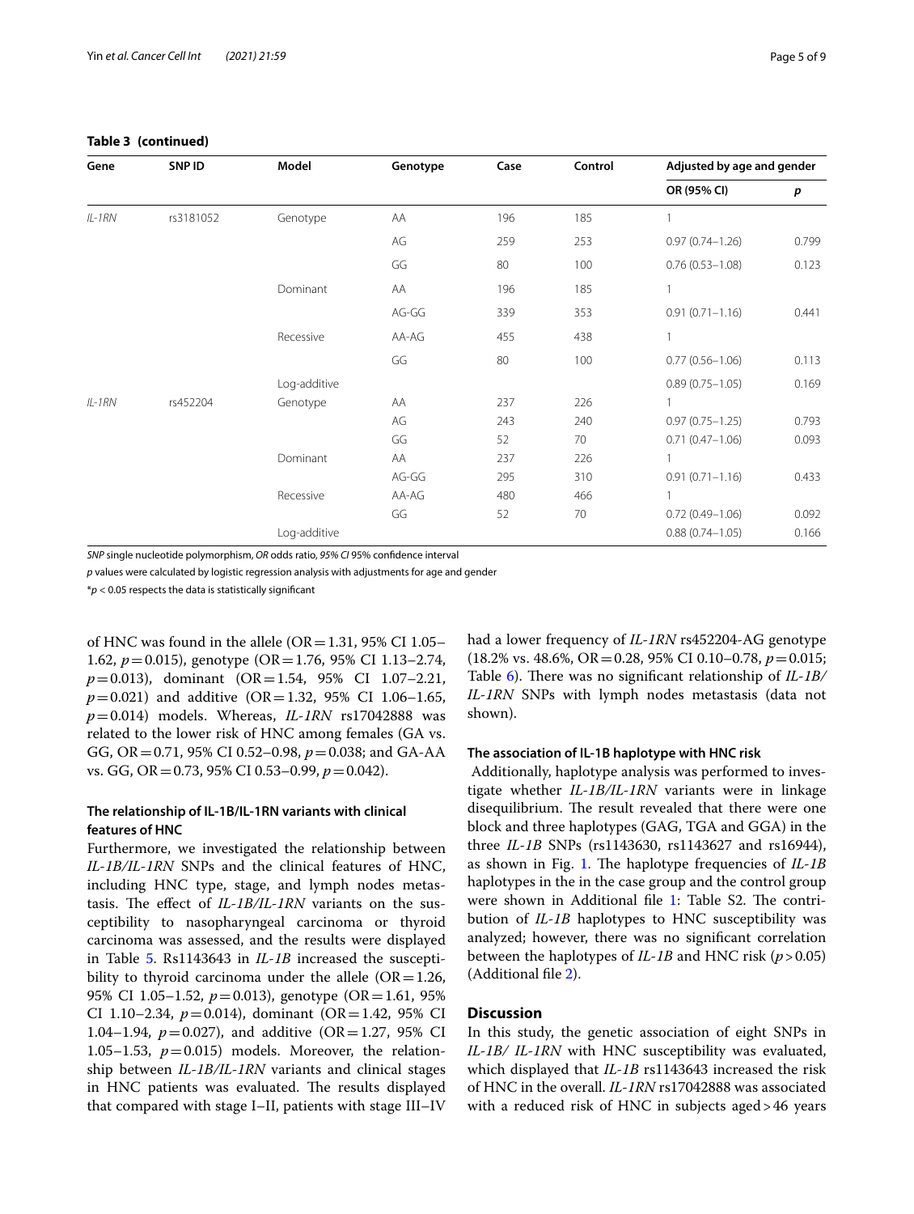**Table 3 (continued)**

| Gene | SNP ID | Model | Genotype | Case | Control | Adjusted by age and gender | |
|---|---|---|---|---|---|---|---|
| | | | | | | OR (95% CI) | *p* |
| *IL-1RN* | rs3181052 | Genotype | AA | 196 | 185 | 1 | |
| | | | AG | 259 | 253 | 0.97 (0.74–1.26) | 0.799 |
| | | | GG | 80 | 100 | 0.76 (0.53–1.08) | 0.123 |
| | | Dominant | AA | 196 | 185 | 1 | |
| | | | AG-GG | 339 | 353 | 0.91 (0.71–1.16) | 0.441 |
| | | Recessive | AA-AG | 455 | 438 | 1 | |
| | | | GG | 80 | 100 | 0.77 (0.56–1.06) | 0.113 |
| | | Log-additive | | | | 0.89 (0.75–1.05) | 0.169 |
| *IL-1RN* | rs452204 | Genotype | AA | 237 | 226 | 1 | |
| | | | AG | 243 | 240 | 0.97 (0.75–1.25) | 0.793 |
| | | | GG | 52 | 70 | 0.71 (0.47–1.06) | 0.093 |
| | | Dominant | AA | 237 | 226 | 1 | |
| | | | AG-GG | 295 | 310 | 0.91 (0.71–1.16) | 0.433 |
| | | Recessive | AA-AG | 480 | 466 | 1 | |
| | | | GG | 52 | 70 | 0.72 (0.49–1.06) | 0.092 |
| | | Log-additive | | | | 0.88 (0.74–1.05) | 0.166 |

*SNP* single nucleotide polymorphism, *OR* odds ratio, *95% CI* 95% confidence interval

*p* values were calculated by logistic regression analysis with adjustments for age and gender

\**p* < 0.05 respects the data is statistically significant

of HNC was found in the allele (OR = 1.31, 95% CI 1.05–1.62, $p = 0.015$), genotype (OR = 1.76, 95% CI 1.13–2.74, $p = 0.013$), dominant (OR = 1.54, 95% CI 1.07–2.21, $p = 0.021$) and additive (OR = 1.32, 95% CI 1.06–1.65, $p = 0.014$) models. Whereas, *IL-1RN* rs17042888 was related to the lower risk of HNC among females (GA vs. GG, OR = 0.71, 95% CI 0.52–0.98, $p = 0.038$; and GA-AA vs. GG, OR = 0.73, 95% CI 0.53–0.99, $p = 0.042$).

### The relationship of IL-1B/IL-1RN variants with clinical features of HNC

Furthermore, we investigated the relationship between *IL-1B/IL-1RN* SNPs and the clinical features of HNC, including HNC type, stage, and lymph nodes metastasis. The effect of *IL-1B/IL-1RN* variants on the susceptibility to nasopharyngeal carcinoma or thyroid carcinoma was assessed, and the results were displayed in Table 5. Rs1143643 in *IL-1B* increased the susceptibility to thyroid carcinoma under the allele (OR = 1.26, 95% CI 1.05–1.52, $p = 0.013$), genotype (OR = 1.61, 95% CI 1.10–2.34, $p = 0.014$), dominant (OR = 1.42, 95% CI 1.04–1.94, $p = 0.027$), and additive (OR = 1.27, 95% CI 1.05–1.53, $p = 0.015$) models. Moreover, the relationship between *IL-1B/IL-1RN* variants and clinical stages in HNC patients was evaluated. The results displayed that compared with stage I–II, patients with stage III–IV had a lower frequency of *IL-1RN* rs452204-AG genotype (18.2% vs. 48.6%, OR = 0.28, 95% CI 0.10–0.78, $p = 0.015$; Table 6). There was no significant relationship of *IL-1B/IL-1RN* SNPs with lymph nodes metastasis (data not shown).

### The association of IL-1B haplotype with HNC risk

Additionally, haplotype analysis was performed to investigate whether *IL-1B/IL-1RN* variants were in linkage disequilibrium. The result revealed that there were one block and three haplotypes (GAG, TGA and GGA) in the three *IL-1B* SNPs (rs1143630, rs1143627 and rs16944), as shown in Fig. 1. The haplotype frequencies of *IL-1B* haplotypes in the in the case group and the control group were shown in Additional file 1: Table S2. The contribution of *IL-1B* haplotypes to HNC susceptibility was analyzed; however, there was no significant correlation between the haplotypes of *IL-1B* and HNC risk ($p > 0.05$) (Additional file 2).

## Discussion

In this study, the genetic association of eight SNPs in *IL-1B/ IL-1RN* with HNC susceptibility was evaluated, which displayed that *IL-1B* rs1143643 increased the risk of HNC in the overall. *IL-1RN* rs17042888 was associated with a reduced risk of HNC in subjects aged > 46 years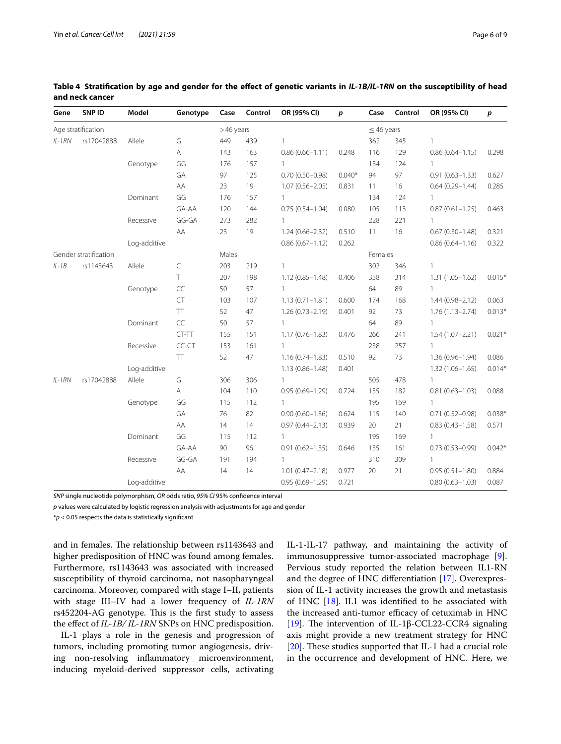**Table 4 Stratification by age and gender for the effect of genetic variants in *IL-1B/IL-1RN* on the susceptibility of head and neck cancer**

| Gene | SNP ID | Model | Genotype | Case | Control | OR (95% CI) | *p* | Case | Control | OR (95% CI) | *p* |
|---|---|---|---|---|---|---|---|---|---|---|---|
| Age stratification | | | | > 46 years | | | | ≤ 46 years | | | |
| *IL-1RN* | rs17042888 | Allele | G | 449 | 439 | 1 | | 362 | 345 | 1 | |
| | | | A | 143 | 163 | 0.86 (0.66–1.11) | 0.248 | 116 | 129 | 0.86 (0.64–1.15) | 0.298 |
| | | Genotype | GG | 176 | 157 | 1 | | 134 | 124 | 1 | |
| | | | GA | 97 | 125 | 0.70 (0.50–0.98) | 0.040* | 94 | 97 | 0.91 (0.63–1.33) | 0.627 |
| | | | AA | 23 | 19 | 1.07 (0.56–2.05) | 0.831 | 11 | 16 | 0.64 (0.29–1.44) | 0.285 |
| | | Dominant | GG | 176 | 157 | 1 | | 134 | 124 | 1 | |
| | | | GA-AA | 120 | 144 | 0.75 (0.54–1.04) | 0.080 | 105 | 113 | 0.87 (0.61–1.25) | 0.463 |
| | | Recessive | GG-GA | 273 | 282 | 1 | | 228 | 221 | 1 | |
| | | | AA | 23 | 19 | 1.24 (0.66–2.32) | 0.510 | 11 | 16 | 0.67 (0.30–1.48) | 0.321 |
| | | Log-additive | | | | 0.86 (0.67–1.12) | 0.262 | | | 0.86 (0.64–1.16) | 0.322 |
| Gender stratification | | | | Males | | | | Females | | | |
| *IL-1B* | rs1143643 | Allele | C | 203 | 219 | 1 | | 302 | 346 | 1 | |
| | | | T | 207 | 198 | 1.12 (0.85–1.48) | 0.406 | 358 | 314 | 1.31 (1.05–1.62) | 0.015* |
| | | Genotype | CC | 50 | 57 | 1 | | 64 | 89 | 1 | |
| | | | CT | 103 | 107 | 1.13 (0.71–1.81) | 0.600 | 174 | 168 | 1.44 (0.98–2.12) | 0.063 |
| | | | TT | 52 | 47 | 1.26 (0.73–2.19) | 0.401 | 92 | 73 | 1.76 (1.13–2.74) | 0.013* |
| | | Dominant | CC | 50 | 57 | 1 | | 64 | 89 | 1 | |
| | | | CT-TT | 155 | 151 | 1.17 (0.76–1.83) | 0.476 | 266 | 241 | 1.54 (1.07–2.21) | 0.021* |
| | | Recessive | CC-CT | 153 | 161 | 1 | | 238 | 257 | 1 | |
| | | | TT | 52 | 47 | 1.16 (0.74–1.83) | 0.510 | 92 | 73 | 1.36 (0.96–1.94) | 0.086 |
| | | Log-additive | | | | 1.13 (0.86–1.48) | 0.401 | | | 1.32 (1.06–1.65) | 0.014* |
| *IL-1RN* | rs17042888 | Allele | G | 306 | 306 | 1 | | 505 | 478 | 1 | |
| | | | A | 104 | 110 | 0.95 (0.69–1.29) | 0.724 | 155 | 182 | 0.81 (0.63–1.03) | 0.088 |
| | | Genotype | GG | 115 | 112 | 1 | | 195 | 169 | 1 | |
| | | | GA | 76 | 82 | 0.90 (0.60–1.36) | 0.624 | 115 | 140 | 0.71 (0.52–0.98) | 0.038* |
| | | | AA | 14 | 14 | 0.97 (0.44–2.13) | 0.939 | 20 | 21 | 0.83 (0.43–1.58) | 0.571 |
| | | Dominant | GG | 115 | 112 | 1 | | 195 | 169 | 1 | |
| | | | GA-AA | 90 | 96 | 0.91 (0.62–1.35) | 0.646 | 135 | 161 | 0.73 (0.53–0.99) | 0.042* |
| | | Recessive | GG-GA | 191 | 194 | 1 | | 310 | 309 | 1 | |
| | | | AA | 14 | 14 | 1.01 (0.47–2.18) | 0.977 | 20 | 21 | 0.95 (0.51–1.80) | 0.884 |
| | | Log-additive | | | | 0.95 (0.69–1.29) | 0.721 | | | 0.80 (0.63–1.03) | 0.087 |

*SNP* single nucleotide polymorphism, *OR* odds ratio, *95% CI* 95% confidence interval

*p* values were calculated by logistic regression analysis with adjustments for age and gender

*$p < 0.05$ respects the data is statistically significant

and in females. The relationship between rs1143643 and higher predisposition of HNC was found among females. Furthermore, rs1143643 was associated with increased susceptibility of thyroid carcinoma, not nasopharyngeal carcinoma. Moreover, compared with stage I–II, patients with stage III–IV had a lower frequency of *IL-1RN* rs452204-AG genotype. This is the first study to assess the effect of *IL-1B/ IL-1RN* SNPs on HNC predisposition.

IL-1 plays a role in the genesis and progression of tumors, including promoting tumor angiogenesis, driving non-resolving inflammatory microenvironment, inducing myeloid-derived suppressor cells, activating IL-1-IL-17 pathway, and maintaining the activity of immunosuppressive tumor-associated macrophage [9]. Pervious study reported the relation between IL1-RN and the degree of HNC differentiation [17]. Overexpression of IL-1 activity increases the growth and metastasis of HNC [18]. IL1 was identified to be associated with the increased anti-tumor efficacy of cetuximab in HNC [19]. The intervention of IL-1β-CCL22-CCR4 signaling axis might provide a new treatment strategy for HNC [20]. These studies supported that IL-1 had a crucial role in the occurrence and development of HNC. Here, we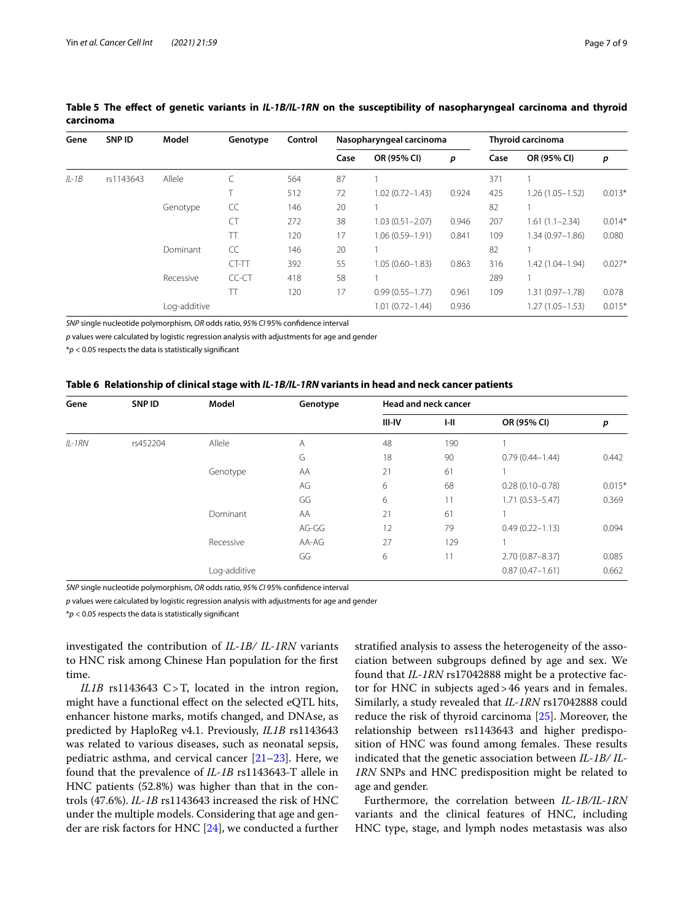**Table 5 The effect of genetic variants in *IL-1B/IL-1RN* on the susceptibility of nasopharyngeal carcinoma and thyroid carcinoma**

| Gene | SNP ID | Model | Genotype | Control | Nasopharyngeal carcinoma | | | Thyroid carcinoma | | |
|---|---|---|---|---|---|---|---|---|---|---|
| | | | | | Case | OR (95% CI) | *p* | Case | OR (95% CI) | *p* |
| *IL-1B* | rs1143643 | Allele | C | 564 | 87 | 1 | | 371 | 1 | |
| | | | T | 512 | 72 | 1.02 (0.72–1.43) | 0.924 | 425 | 1.26 (1.05–1.52) | 0.013* |
| | | Genotype | CC | 146 | 20 | 1 | | 82 | 1 | |
| | | | CT | 272 | 38 | 1.03 (0.51–2.07) | 0.946 | 207 | 1.61 (1.1–2.34) | 0.014* |
| | | | TT | 120 | 17 | 1.06 (0.59–1.91) | 0.841 | 109 | 1.34 (0.97–1.86) | 0.080 |
| | | Dominant | CC | 146 | 20 | 1 | | 82 | 1 | |
| | | | CT-TT | 392 | 55 | 1.05 (0.60–1.83) | 0.863 | 316 | 1.42 (1.04–1.94) | 0.027* |
| | | Recessive | CC-CT | 418 | 58 | 1 | | 289 | 1 | |
| | | | TT | 120 | 17 | 0.99 (0.55–1.77) | 0.961 | 109 | 1.31 (0.97–1.78) | 0.078 |
| | | Log-additive | | | | 1.01 (0.72–1.44) | 0.936 | | 1.27 (1.05–1.53) | 0.015* |

*SNP* single nucleotide polymorphism, *OR* odds ratio, *95% CI* 95% confidence interval

*p* values were calculated by logistic regression analysis with adjustments for age and gender

\**p* < 0.05 respects the data is statistically significant

**Table 6 Relationship of clinical stage with *IL-1B/IL-1RN* variants in head and neck cancer patients**

| Gene | SNP ID | Model | Genotype | Head and neck cancer | | | |
|---|---|---|---|---|---|---|---|
| | | | | III-IV | I-II | OR (95% CI) | *p* |
| *IL-1RN* | rs452204 | Allele | A | 48 | 190 | 1 | |
| | | | G | 18 | 90 | 0.79 (0.44–1.44) | 0.442 |
| | | Genotype | AA | 21 | 61 | 1 | |
| | | | AG | 6 | 68 | 0.28 (0.10–0.78) | 0.015* |
| | | | GG | 6 | 11 | 1.71 (0.53–5.47) | 0.369 |
| | | Dominant | AA | 21 | 61 | 1 | |
| | | | AG-GG | 12 | 79 | 0.49 (0.22–1.13) | 0.094 |
| | | Recessive | AA-AG | 27 | 129 | 1 | |
| | | | GG | 6 | 11 | 2.70 (0.87–8.37) | 0.085 |
| | | Log-additive | | | | 0.87 (0.47–1.61) | 0.662 |

*SNP* single nucleotide polymorphism, *OR* odds ratio, *95% CI* 95% confidence interval

*p* values were calculated by logistic regression analysis with adjustments for age and gender

\**p* < 0.05 respects the data is statistically significant

investigated the contribution of *IL-1B/ IL-1RN* variants to HNC risk among Chinese Han population for the first time.

*IL1B* rs1143643 C > T, located in the intron region, might have a functional effect on the selected eQTL hits, enhancer histone marks, motifs changed, and DNAse, as predicted by HaploReg v4.1. Previously, *IL1B* rs1143643 was related to various diseases, such as neonatal sepsis, pediatric asthma, and cervical cancer [21–23]. Here, we found that the prevalence of *IL-1B* rs1143643-T allele in HNC patients (52.8%) was higher than that in the controls (47.6%). *IL-1B* rs1143643 increased the risk of HNC under the multiple models. Considering that age and gender are risk factors for HNC [24], we conducted a further stratified analysis to assess the heterogeneity of the association between subgroups defined by age and sex. We found that *IL-1RN* rs17042888 might be a protective factor for HNC in subjects aged > 46 years and in females. Similarly, a study revealed that *IL-1RN* rs17042888 could reduce the risk of thyroid carcinoma [25]. Moreover, the relationship between rs1143643 and higher predisposition of HNC was found among females. These results indicated that the genetic association between *IL-1B/ IL-1RN* SNPs and HNC predisposition might be related to age and gender.

Furthermore, the correlation between *IL-1B/IL-1RN* variants and the clinical features of HNC, including HNC type, stage, and lymph nodes metastasis was also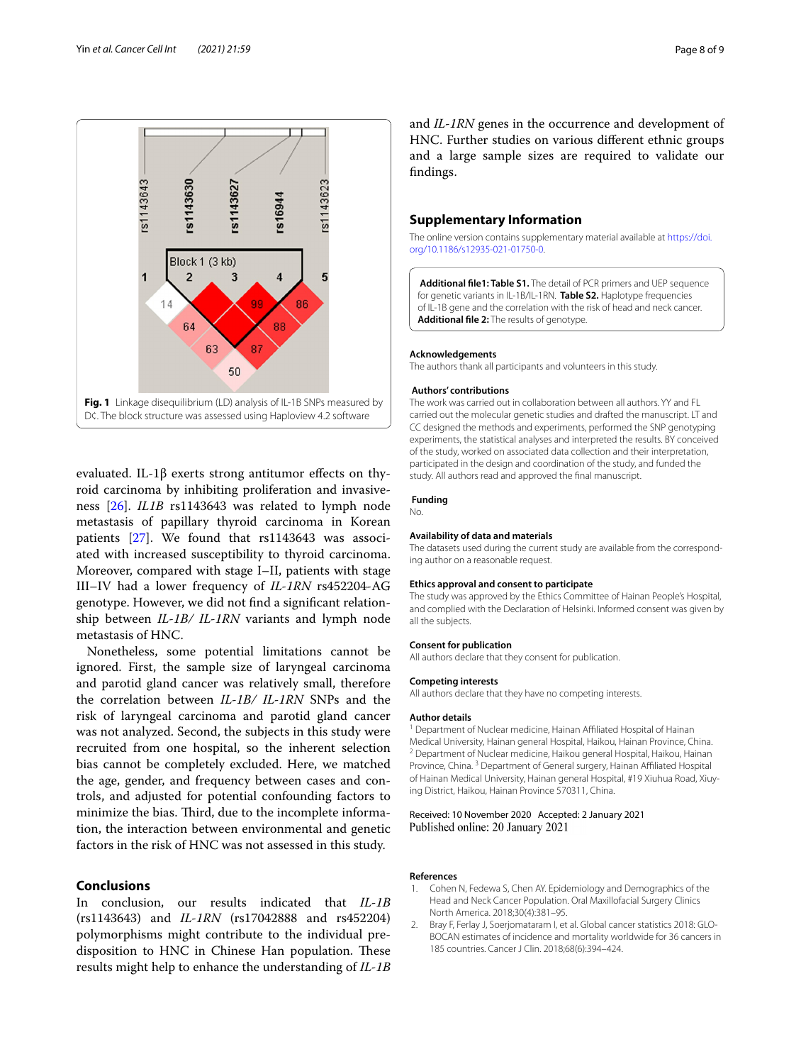Fig. 1 Linkage disequilibrium (LD) analysis of IL-1B SNPs measured by D′. The block structure was assessed using Haploview 4.2 software

evaluated. IL-1β exerts strong antitumor effects on thyroid carcinoma by inhibiting proliferation and invasiveness [26]. *IL1B* rs1143643 was related to lymph node metastasis of papillary thyroid carcinoma in Korean patients [27]. We found that rs1143643 was associated with increased susceptibility to thyroid carcinoma. Moreover, compared with stage I–II, patients with stage III–IV had a lower frequency of *IL-1RN* rs452204-AG genotype. However, we did not find a significant relationship between *IL-1B/ IL-1RN* variants and lymph node metastasis of HNC.

Nonetheless, some potential limitations cannot be ignored. First, the sample size of laryngeal carcinoma and parotid gland cancer was relatively small, therefore the correlation between *IL-1B/ IL-1RN* SNPs and the risk of laryngeal carcinoma and parotid gland cancer was not analyzed. Second, the subjects in this study were recruited from one hospital, so the inherent selection bias cannot be completely excluded. Here, we matched the age, gender, and frequency between cases and controls, and adjusted for potential confounding factors to minimize the bias. Third, due to the incomplete information, the interaction between environmental and genetic factors in the risk of HNC was not assessed in this study.

## Conclusions

In conclusion, our results indicated that *IL-1B* (rs1143643) and *IL-1RN* (rs17042888 and rs452204) polymorphisms might contribute to the individual predisposition to HNC in Chinese Han population. These results might help to enhance the understanding of *IL-1B* and *IL-1RN* genes in the occurrence and development of HNC. Further studies on various different ethnic groups and a large sample sizes are required to validate our findings.

## Supplementary Information

The online version contains supplementary material available at https://doi.org/10.1186/s12935-021-01750-0.

**Additional file1: Table S1.** The detail of PCR primers and UEP sequence for genetic variants in IL-1B/IL-1RN. **Table S2.** Haplotype frequencies of IL-1B gene and the correlation with the risk of head and neck cancer. **Additional file 2:** The results of genotype.

### Acknowledgements

The authors thank all participants and volunteers in this study.

### Authors' contributions

The work was carried out in collaboration between all authors. YY and FL carried out the molecular genetic studies and drafted the manuscript. LT and CC designed the methods and experiments, performed the SNP genotyping experiments, the statistical analyses and interpreted the results. BY conceived of the study, worked on associated data collection and their interpretation, participated in the design and coordination of the study, and funded the study. All authors read and approved the final manuscript.

### Funding

No.

### Availability of data and materials

The datasets used during the current study are available from the corresponding author on a reasonable request.

### Ethics approval and consent to participate

The study was approved by the Ethics Committee of Hainan People's Hospital, and complied with the Declaration of Helsinki. Informed consent was given by all the subjects.

### Consent for publication

All authors declare that they consent for publication.

### Competing interests

All authors declare that they have no competing interests.

### Author details

[1] Department of Nuclear medicine, Hainan Affiliated Hospital of Hainan Medical University, Hainan general Hospital, Haikou, Hainan Province, China. [2] Department of Nuclear medicine, Haikou general Hospital, Haikou, Hainan Province, China. [3] Department of General surgery, Hainan Affiliated Hospital of Hainan Medical University, Hainan general Hospital, #19 Xiuhua Road, Xiuying District, Haikou, Hainan Province 570311, China.

Received: 10 November 2020 Accepted: 2 January 2021
Published online: 20 January 2021

### References

1. Cohen N, Fedewa S, Chen AY. Epidemiology and Demographics of the Head and Neck Cancer Population. Oral Maxillofacial Surgery Clinics North America. 2018;30(4):381–95.
2. Bray F, Ferlay J, Soerjomataram I, et al. Global cancer statistics 2018: GLOBOCAN estimates of incidence and mortality worldwide for 36 cancers in 185 countries. Cancer J Clin. 2018;68(6):394–424.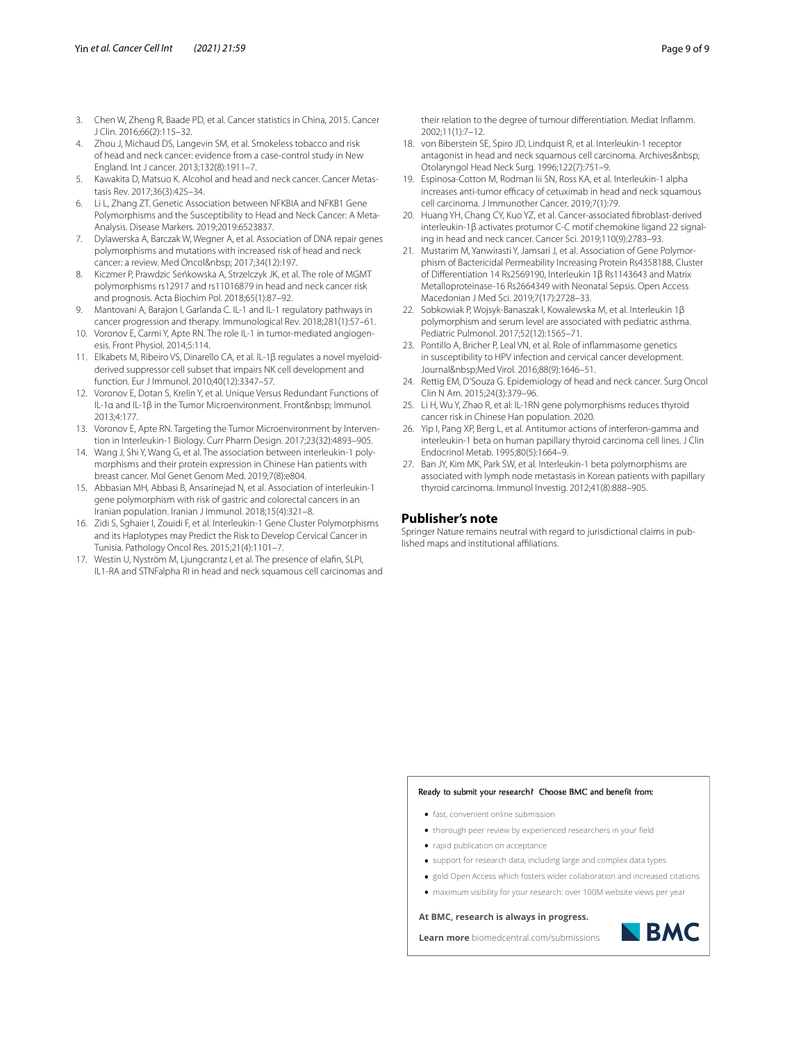3. Chen W, Zheng R, Baade PD, et al. Cancer statistics in China, 2015. Cancer J Clin. 2016;66(2):115–32.
4. Zhou J, Michaud DS, Langevin SM, et al. Smokeless tobacco and risk of head and neck cancer: evidence from a case-control study in New England. Int J cancer. 2013;132(8):1911–7.
5. Kawakita D, Matsuo K. Alcohol and head and neck cancer. Cancer Metastasis Rev. 2017;36(3):425–34.
6. Li L, Zhang ZT. Genetic Association between NFKBIA and NFKB1 Gene Polymorphisms and the Susceptibility to Head and Neck Cancer: A Meta-Analysis. Disease Markers. 2019;2019:6523837.
7. Dylawerska A, Barczak W, Wegner A, et al. Association of DNA repair genes polymorphisms and mutations with increased risk of head and neck cancer: a review. Med Oncol&nbsp; 2017;34(12):197.
8. Kiczmer P, Prawdzic Seńkowska A, Strzelczyk JK, et al. The role of MGMT polymorphisms rs12917 and rs11016879 in head and neck cancer risk and prognosis. Acta Biochim Pol. 2018;65(1):87–92.
9. Mantovani A, Barajon I, Garlanda C. IL-1 and IL-1 regulatory pathways in cancer progression and therapy. Immunological Rev. 2018;281(1):57–61.
10. Voronov E, Carmi Y, Apte RN. The role IL-1 in tumor-mediated angiogenesis. Front Physiol. 2014;5:114.
11. Elkabets M, Ribeiro VS, Dinarello CA, et al. IL-1β regulates a novel myeloid-derived suppressor cell subset that impairs NK cell development and function. Eur J Immunol. 2010;40(12):3347–57.
12. Voronov E, Dotan S, Krelin Y, et al. Unique Versus Redundant Functions of IL-1α and IL-1β in the Tumor Microenvironment. Front&nbsp; Immunol. 2013;4:177.
13. Voronov E, Apte RN. Targeting the Tumor Microenvironment by Intervention in Interleukin-1 Biology. Curr Pharm Design. 2017;23(32):4893–905.
14. Wang J, Shi Y, Wang G, et al. The association between interleukin-1 polymorphisms and their protein expression in Chinese Han patients with breast cancer. Mol Genet Genom Med. 2019;7(8):e804.
15. Abbasian MH, Abbasi B, Ansarinejad N, et al. Association of interleukin-1 gene polymorphism with risk of gastric and colorectal cancers in an Iranian population. Iranian J Immunol. 2018;15(4):321–8.
16. Zidi S, Sghaier I, Zouidi F, et al. Interleukin-1 Gene Cluster Polymorphisms and its Haplotypes may Predict the Risk to Develop Cervical Cancer in Tunisia. Pathology Oncol Res. 2015;21(4):1101–7.
17. Westin U, Nyström M, Ljungcrantz I, et al. The presence of elafin, SLPI, IL1-RA and STNFalpha RI in head and neck squamous cell carcinomas and their relation to the degree of tumour differentiation. Mediat Inflamm. 2002;11(1):7–12.
18. von Biberstein SE, Spiro JD, Lindquist R, et al. Interleukin-1 receptor antagonist in head and neck squamous cell carcinoma. Archives&nbsp; Otolaryngol Head Neck Surg. 1996;122(7):751–9.
19. Espinosa-Cotton M, Rodman Iii SN, Ross KA, et al. Interleukin-1 alpha increases anti-tumor efficacy of cetuximab in head and neck squamous cell carcinoma. J Immunother Cancer. 2019;7(1):79.
20. Huang YH, Chang CY, Kuo YZ, et al. Cancer-associated fibroblast-derived interleukin-1β activates protumor C-C motif chemokine ligand 22 signaling in head and neck cancer. Cancer Sci. 2019;110(9):2783–93.
21. Mustarim M, Yanwirasti Y, Jamsari J, et al. Association of Gene Polymorphism of Bactericidal Permeability Increasing Protein Rs4358188, Cluster of Differentiation 14 Rs2569190, Interleukin 1β Rs1143643 and Matrix Metalloproteinase-16 Rs2664349 with Neonatal Sepsis. Open Access Macedonian J Med Sci. 2019;7(17):2728–33.
22. Sobkowiak P, Wojsyk-Banaszak I, Kowalewska M, et al. Interleukin 1β polymorphism and serum level are associated with pediatric asthma. Pediatric Pulmonol. 2017;52(12):1565–71.
23. Pontillo A, Bricher P, Leal VN, et al. Role of inflammasome genetics in susceptibility to HPV infection and cervical cancer development. Journal&nbsp;Med Virol. 2016;88(9):1646–51.
24. Rettig EM, D'Souza G. Epidemiology of head and neck cancer. Surg Oncol Clin N Am. 2015;24(3):379–96.
25. Li H, Wu Y, Zhao R, et al: IL-1RN gene polymorphisms reduces thyroid cancer risk in Chinese Han population. 2020.
26. Yip I, Pang XP, Berg L, et al. Antitumor actions of interferon-gamma and interleukin-1 beta on human papillary thyroid carcinoma cell lines. J Clin Endocrinol Metab. 1995;80(5):1664–9.
27. Ban JY, Kim MK, Park SW, et al. Interleukin-1 beta polymorphisms are associated with lymph node metastasis in Korean patients with papillary thyroid carcinoma. Immunol Investig. 2012;41(8):888–905.

## Publisher's note

Springer Nature remains neutral with regard to jurisdictional claims in published maps and institutional affiliations.

Ready to submit your research? Choose BMC and benefit from:

- fast, convenient online submission
- thorough peer review by experienced researchers in your field
- rapid publication on acceptance
- support for research data, including large and complex data types
- gold Open Access which fosters wider collaboration and increased citations
- maximum visibility for your research: over 100M website views per year

**At BMC, research is always in progress.**

**Learn more** biomedcentral.com/submissions

BMC